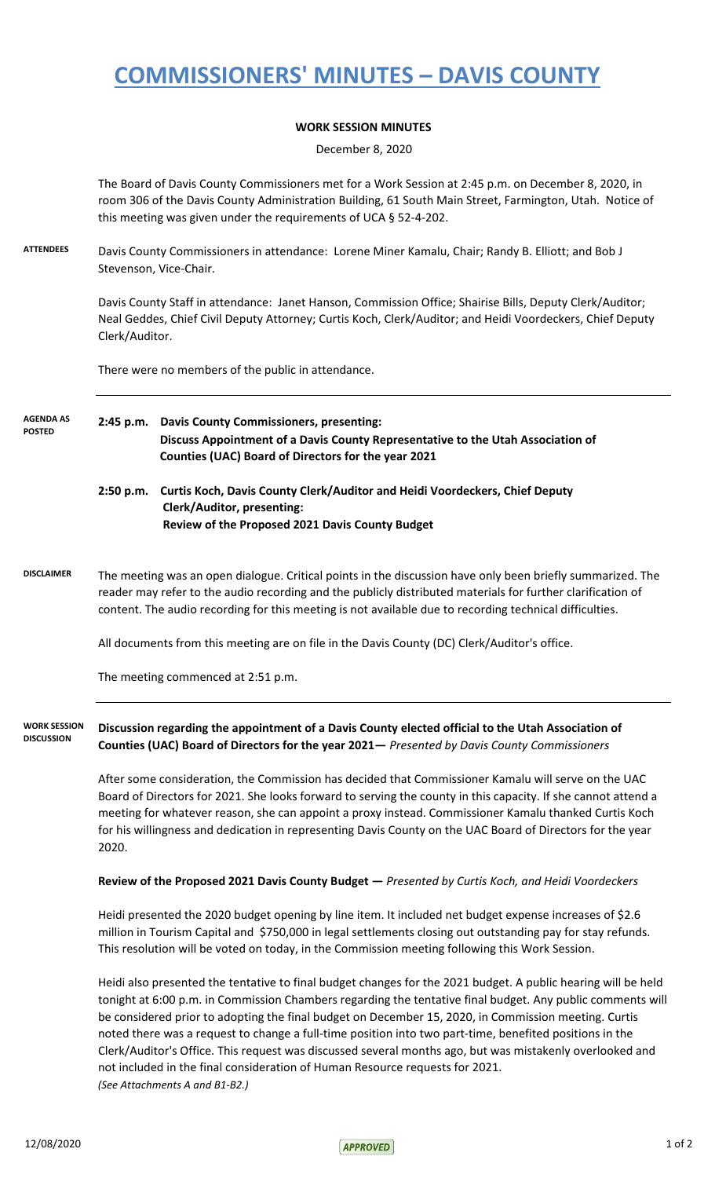# COMMISSIONERS' MINUTES – DAVIS COUNTY

**WORK SESSION MINUTES**

December 8, 2020

The Board of Davis County Commissioners met for a Work Session at 2:45 p.m. on December 8, 2020, in room 306 of the Davis County Administration Building, 61 South Main Street, Farmington, Utah. Notice of this meeting was given under the requirements of UCA § 52-4-202.

**ATTENDEES**

Davis County Commissioners in attendance: Lorene Miner Kamalu, Chair; Randy B. Elliott; and Bob J Stevenson, Vice-Chair.

Davis County Staff in attendance: Janet Hanson, Commission Office; Shairise Bills, Deputy Clerk/Auditor; Neal Geddes, Chief Civil Deputy Attorney; Curtis Koch, Clerk/Auditor; and Heidi Voordeckers, Chief Deputy Clerk/Auditor.

There were no members of the public in attendance.

**AGENDA AS POSTED**

**2:45 p.m. Davis County Commissioners, presenting:**
**Discuss Appointment of a Davis County Representative to the Utah Association of Counties (UAC) Board of Directors for the year 2021**

**2:50 p.m. Curtis Koch, Davis County Clerk/Auditor and Heidi Voordeckers, Chief Deputy Clerk/Auditor, presenting:**
**Review of the Proposed 2021 Davis County Budget**

**DISCLAIMER**

The meeting was an open dialogue. Critical points in the discussion have only been briefly summarized. The reader may refer to the audio recording and the publicly distributed materials for further clarification of content. The audio recording for this meeting is not available due to recording technical difficulties.

All documents from this meeting are on file in the Davis County (DC) Clerk/Auditor's office.

The meeting commenced at 2:51 p.m.

**WORK SESSION DISCUSSION**

**Discussion regarding the appointment of a Davis County elected official to the Utah Association of Counties (UAC) Board of Directors for the year 2021—** *Presented by Davis County Commissioners*

After some consideration, the Commission has decided that Commissioner Kamalu will serve on the UAC Board of Directors for 2021. She looks forward to serving the county in this capacity. If she cannot attend a meeting for whatever reason, she can appoint a proxy instead. Commissioner Kamalu thanked Curtis Koch for his willingness and dedication in representing Davis County on the UAC Board of Directors for the year 2020.

**Review of the Proposed 2021 Davis County Budget —** *Presented by Curtis Koch, and Heidi Voordeckers*

Heidi presented the 2020 budget opening by line item. It included net budget expense increases of $2.6 million in Tourism Capital and $750,000 in legal settlements closing out outstanding pay for stay refunds. This resolution will be voted on today, in the Commission meeting following this Work Session.

Heidi also presented the tentative to final budget changes for the 2021 budget. A public hearing will be held tonight at 6:00 p.m. in Commission Chambers regarding the tentative final budget. Any public comments will be considered prior to adopting the final budget on December 15, 2020, in Commission meeting. Curtis noted there was a request to change a full-time position into two part-time, benefited positions in the Clerk/Auditor's Office. This request was discussed several months ago, but was mistakenly overlooked and not included in the final consideration of Human Resource requests for 2021.
*(See Attachments A and B1-B2.)*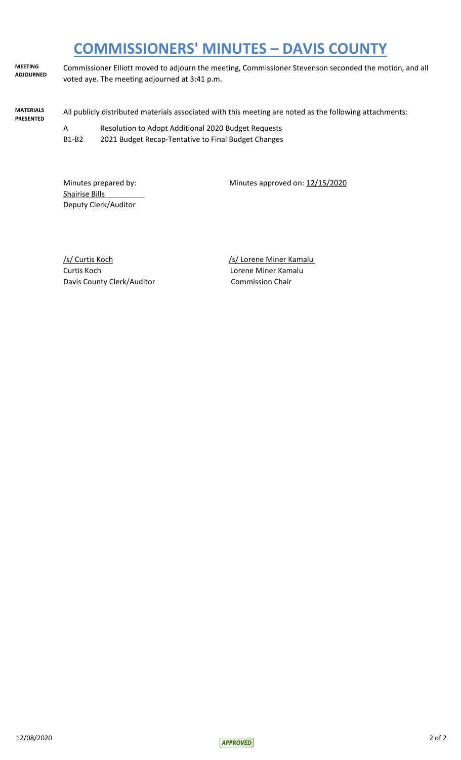# COMMISSIONERS' MINUTES – DAVIS COUNTY

**MEETING ADJOURNED**

Commissioner Elliott moved to adjourn the meeting, Commissioner Stevenson seconded the motion, and all voted aye. The meeting adjourned at 3:41 p.m.

**MATERIALS PRESENTED**

All publicly distributed materials associated with this meeting are noted as the following attachments:

| | |
|---|---|
| A | Resolution to Adopt Additional 2020 Budget Requests |
| B1-B2 | 2021 Budget Recap-Tentative to Final Budget Changes |

Minutes prepared by:
Shairise Bills
Deputy Clerk/Auditor

Minutes approved on: 12/15/2020

/s/ Curtis Koch
Curtis Koch
Davis County Clerk/Auditor

/s/ Lorene Miner Kamalu
Lorene Miner Kamalu
Commission Chair

12/08/2020

APPROVED